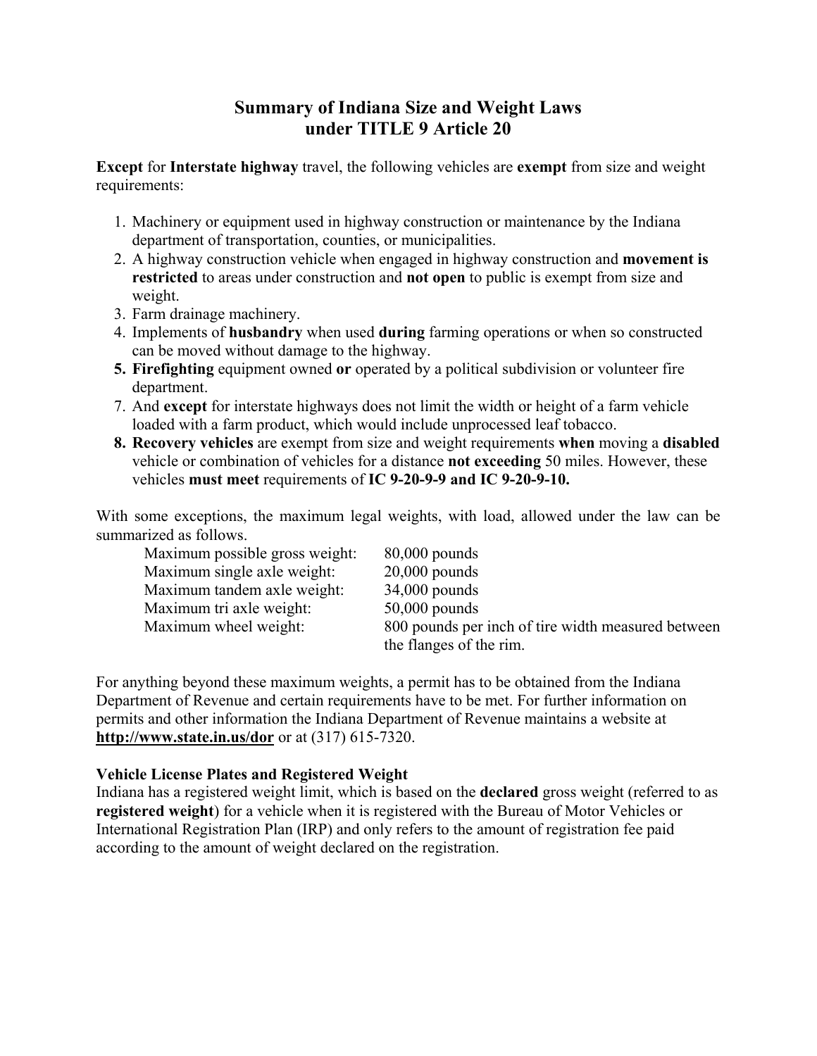# Summary of Indiana Size and Weight Laws under TITLE 9 Article 20

**Except** for **Interstate highway** travel, the following vehicles are **exempt** from size and weight requirements:

1. Machinery or equipment used in highway construction or maintenance by the Indiana department of transportation, counties, or municipalities.
2. A highway construction vehicle when engaged in highway construction and **movement is restricted** to areas under construction and **not open** to public is exempt from size and weight.
3. Farm drainage machinery.
4. Implements of **husbandry** when used **during** farming operations or when so constructed can be moved without damage to the highway.
5. **Firefighting** equipment owned **or** operated by a political subdivision or volunteer fire department.
7. And **except** for interstate highways does not limit the width or height of a farm vehicle loaded with a farm product, which would include unprocessed leaf tobacco.
8. **Recovery vehicles** are exempt from size and weight requirements **when** moving a **disabled** vehicle or combination of vehicles for a distance **not exceeding** 50 miles. However, these vehicles **must meet** requirements of **IC 9-20-9-9 and IC 9-20-9-10.**

With some exceptions, the maximum legal weights, with load, allowed under the law can be summarized as follows.

| | |
|---|---|
| Maximum possible gross weight: | 80,000 pounds |
| Maximum single axle weight: | 20,000 pounds |
| Maximum tandem axle weight: | 34,000 pounds |
| Maximum tri axle weight: | 50,000 pounds |
| Maximum wheel weight: | 800 pounds per inch of tire width measured between the flanges of the rim. |

For anything beyond these maximum weights, a permit has to be obtained from the Indiana Department of Revenue and certain requirements have to be met. For further information on permits and other information the Indiana Department of Revenue maintains a website at **http://www.state.in.us/dor** or at (317) 615-7320.

**Vehicle License Plates and Registered Weight**

Indiana has a registered weight limit, which is based on the **declared** gross weight (referred to as **registered weight**) for a vehicle when it is registered with the Bureau of Motor Vehicles or International Registration Plan (IRP) and only refers to the amount of registration fee paid according to the amount of weight declared on the registration.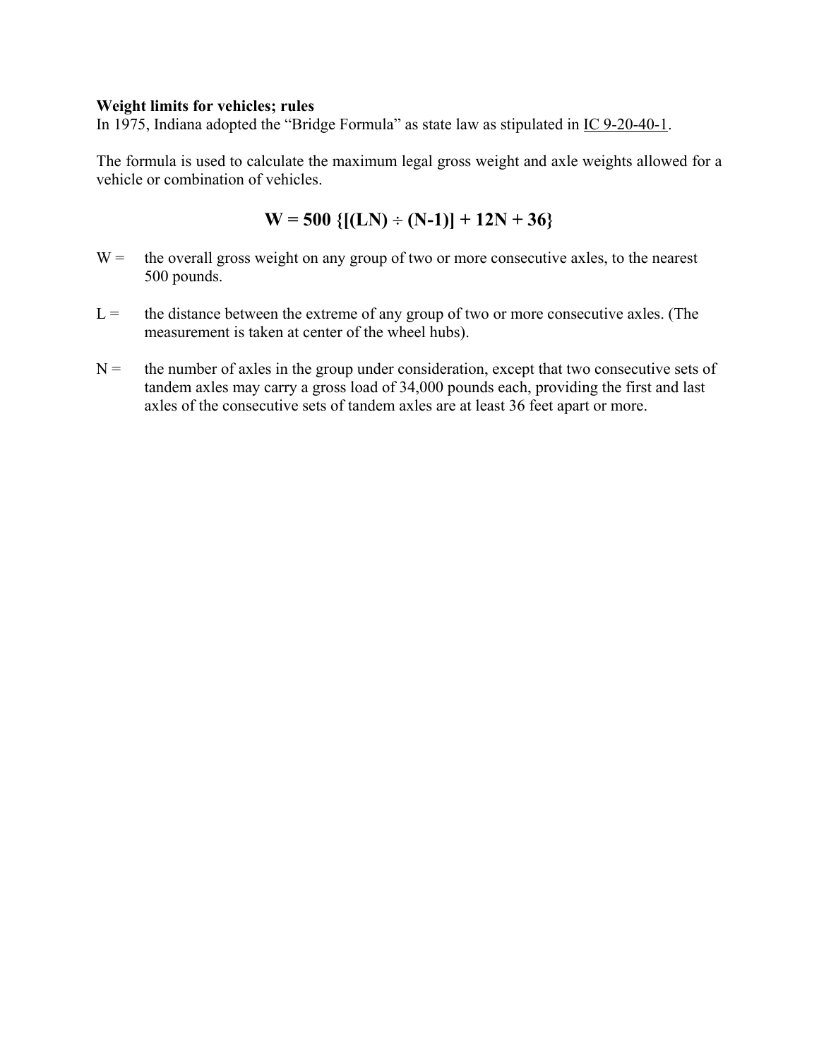**Weight limits for vehicles; rules**

In 1975, Indiana adopted the "Bridge Formula" as state law as stipulated in IC 9-20-40-1.

The formula is used to calculate the maximum legal gross weight and axle weights allowed for a vehicle or combination of vehicles.

$$\mathbf{W = 500 \{[(LN) \div (N-1)] + 12N + 36\}}$$

W = the overall gross weight on any group of two or more consecutive axles, to the nearest 500 pounds.

L = the distance between the extreme of any group of two or more consecutive axles. (The measurement is taken at center of the wheel hubs).

N = the number of axles in the group under consideration, except that two consecutive sets of tandem axles may carry a gross load of 34,000 pounds each, providing the first and last axles of the consecutive sets of tandem axles are at least 36 feet apart or more.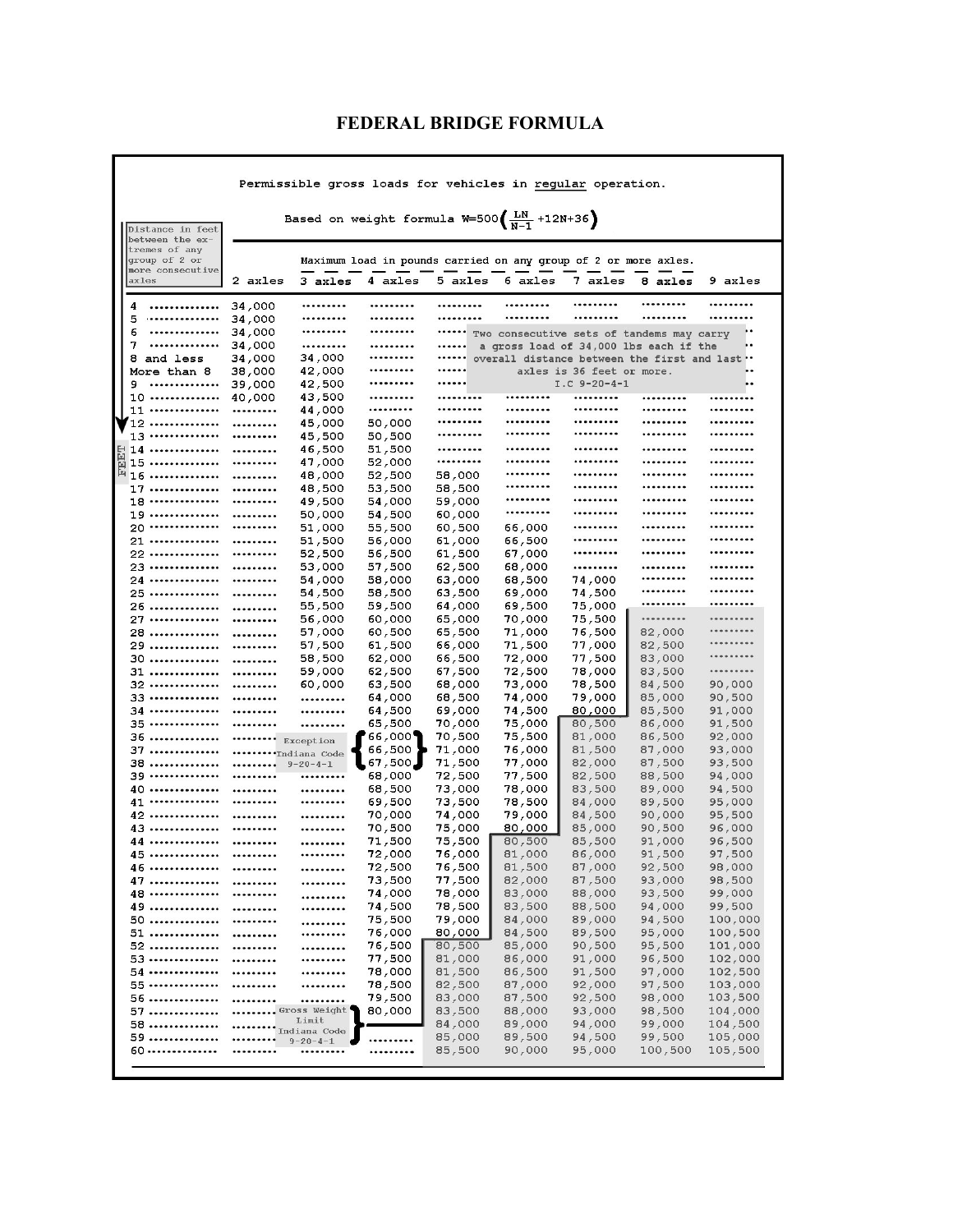# FEDERAL BRIDGE FORMULA

Permissible gross loads for vehicles in regular operation.

Based on weight formula $W=500\left(\frac{LN}{N-1}+12N+36\right)$

Maximum load in pounds carried on any group of 2 or more axles.

| Distance in feet between the extremes of any group of 2 or more consecutive axles | 2 axles | 3 axles | 4 axles | 5 axles | 6 axles | 7 axles | 8 axles | 9 axles |
|---|---|---|---|---|---|---|---|---|
| 4 | 34,000 | | | | | | | |
| 5 | 34,000 | | | | | | | |
| 6 | 34,000 | | | | | | | |
| 7 | 34,000 | | | | | | | |
| 8 and less | 34,000 | 34,000 | | | | | | |
| More than 8 | 38,000 | 42,000 | | | | | | |
| 9 | 39,000 | 42,500 | | | | | | |
| 10 | 40,000 | 43,500 | | | | | | |
| 11 | | 44,000 | | | | | | |
| 12 | | 45,000 | 50,000 | | | | | |
| 13 | | 45,500 | 50,500 | | | | | |
| 14 | | 46,500 | 51,500 | | | | | |
| 15 | | 47,000 | 52,000 | | | | | |
| 16 | | 48,000 | 52,500 | 58,000 | | | | |
| 17 | | 48,500 | 53,500 | 58,500 | | | | |
| 18 | | 49,500 | 54,000 | 59,000 | | | | |
| 19 | | 50,000 | 54,500 | 60,000 | | | | |
| 20 | | 51,000 | 55,500 | 60,500 | 66,000 | | | |
| 21 | | 51,500 | 56,000 | 61,000 | 66,500 | | | |
| 22 | | 52,500 | 56,500 | 61,500 | 67,000 | | | |
| 23 | | 53,000 | 57,500 | 62,500 | 68,000 | | | |
| 24 | | 54,000 | 58,000 | 63,000 | 68,500 | 74,000 | | |
| 25 | | 54,500 | 58,500 | 63,500 | 69,000 | 74,500 | | |
| 26 | | 55,500 | 59,500 | 64,000 | 69,500 | 75,000 | | |
| 27 | | 56,000 | 60,000 | 65,000 | 70,000 | 75,500 | | |
| 28 | | 57,000 | 60,500 | 65,500 | 71,000 | 76,500 | 82,000 | |
| 29 | | 57,500 | 61,500 | 66,000 | 71,500 | 77,000 | 82,500 | |
| 30 | | 58,500 | 62,000 | 66,500 | 72,000 | 77,500 | 83,000 | |
| 31 | | 59,000 | 62,500 | 67,500 | 72,500 | 78,000 | 83,500 | |
| 32 | | 60,000 | 63,500 | 68,000 | 73,000 | 78,500 | 84,500 | 90,000 |
| 33 | | | 64,000 | 68,500 | 74,000 | 79,000 | 85,000 | 90,500 |
| 34 | | | 64,500 | 69,000 | 74,500 | 80,000 | 85,500 | 91,000 |
| 35 | | | 65,500 | 70,000 | 75,000 | 80,500 | 86,000 | 91,500 |
| 36 | | Exception Indiana Code 9-20-4-1 | 66,000 | 70,500 | 75,500 | 81,000 | 86,500 | 92,000 |
| 37 | | | 66,500 | 71,000 | 76,000 | 81,500 | 87,000 | 93,000 |
| 38 | | | 67,500 | 71,500 | 77,000 | 82,000 | 87,500 | 93,500 |
| 39 | | | 68,000 | 72,500 | 77,500 | 82,500 | 88,500 | 94,000 |
| 40 | | | 68,500 | 73,000 | 78,000 | 83,500 | 89,000 | 94,500 |
| 41 | | | 69,500 | 73,500 | 78,500 | 84,000 | 89,500 | 95,000 |
| 42 | | | 70,000 | 74,000 | 79,000 | 84,500 | 90,000 | 95,500 |
| 43 | | | 70,500 | 75,000 | 80,000 | 85,000 | 90,500 | 96,000 |
| 44 | | | 71,500 | 75,500 | 80,500 | 85,500 | 91,000 | 96,500 |
| 45 | | | 72,000 | 76,000 | 81,000 | 86,000 | 91,500 | 97,500 |
| 46 | | | 72,500 | 76,500 | 81,500 | 87,000 | 92,500 | 98,000 |
| 47 | | | 73,500 | 77,500 | 82,000 | 87,500 | 93,000 | 98,500 |
| 48 | | | 74,000 | 78,000 | 83,000 | 88,000 | 93,500 | 99,000 |
| 49 | | | 74,500 | 78,500 | 83,500 | 88,500 | 94,000 | 99,500 |
| 50 | | | 75,500 | 79,000 | 84,000 | 89,000 | 94,500 | 100,000 |
| 51 | | | 76,000 | 80,000 | 84,500 | 89,500 | 95,000 | 100,500 |
| 52 | | | 76,500 | 80,500 | 85,000 | 90,500 | 95,500 | 101,000 |
| 53 | | | 77,500 | 81,000 | 86,000 | 91,000 | 96,500 | 102,000 |
| 54 | | | 78,000 | 81,500 | 86,500 | 91,500 | 97,000 | 102,500 |
| 55 | | | 78,500 | 82,500 | 87,000 | 92,000 | 97,500 | 103,000 |
| 56 | | | 79,500 | 83,000 | 87,500 | 92,500 | 98,000 | 103,500 |
| 57 | | Gross Weight Limit Indiana Code 9-20-4-1 | 80,000 | 83,500 | 88,000 | 93,000 | 98,500 | 104,000 |
| 58 | | | | 84,000 | 89,000 | 94,000 | 99,000 | 104,500 |
| 59 | | | | 85,000 | 89,500 | 94,500 | 99,500 | 105,000 |
| 60 | | | | 85,500 | 90,000 | 95,000 | 100,500 | 105,500 |

Two consecutive sets of tandems may carry a gross load of 34,000 lbs each if the overall distance between the first and last axles is 36 feet or more. I.C 9-20-4-1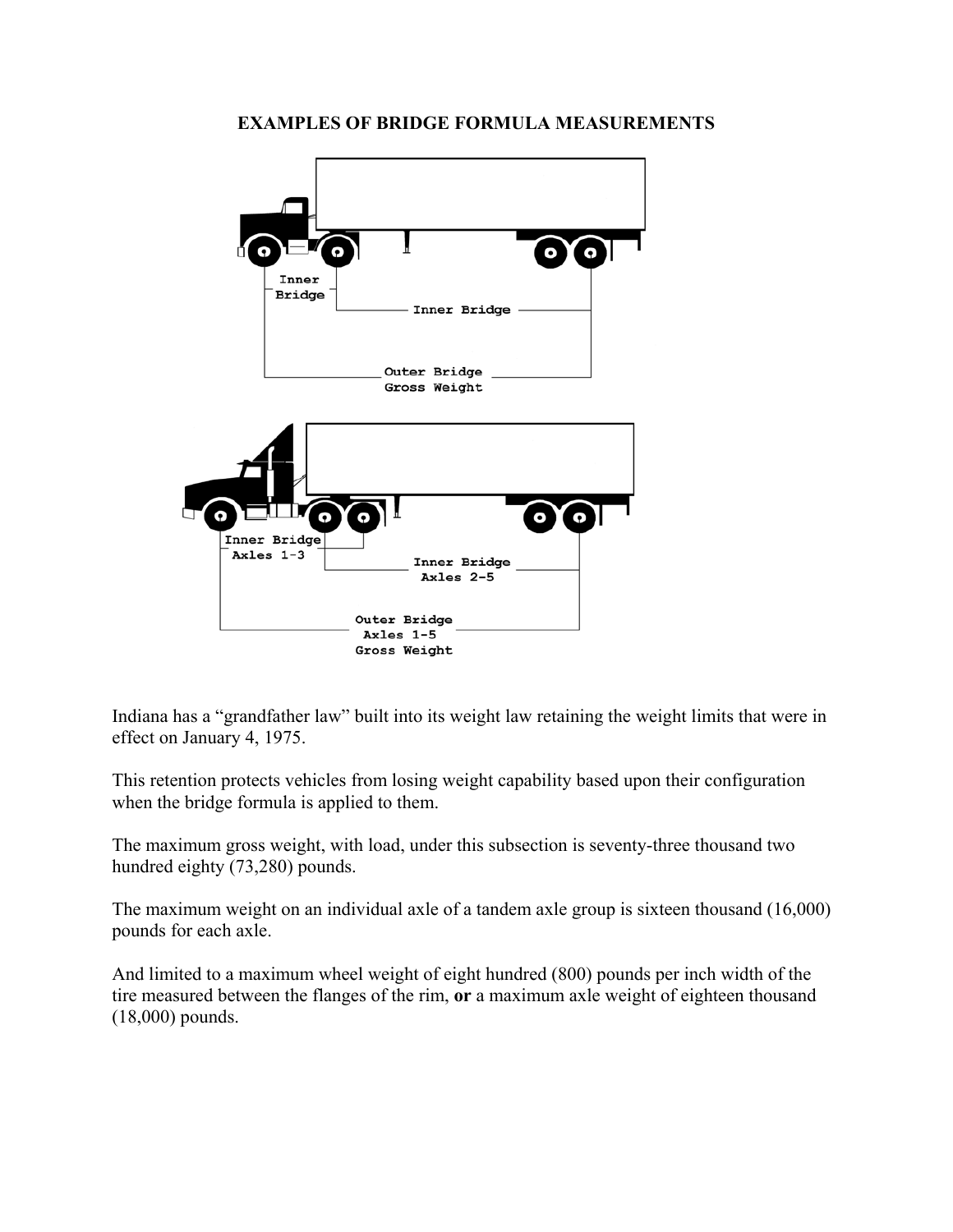## EXAMPLES OF BRIDGE FORMULA MEASUREMENTS

Inner Bridge

Inner Bridge

Outer Bridge
Gross Weight

Inner Bridge
Axles 1-3

Inner Bridge
Axles 2-5

Outer Bridge
Axles 1-5
Gross Weight

Indiana has a "grandfather law" built into its weight law retaining the weight limits that were in effect on January 4, 1975.

This retention protects vehicles from losing weight capability based upon their configuration when the bridge formula is applied to them.

The maximum gross weight, with load, under this subsection is seventy-three thousand two hundred eighty (73,280) pounds.

The maximum weight on an individual axle of a tandem axle group is sixteen thousand (16,000) pounds for each axle.

And limited to a maximum wheel weight of eight hundred (800) pounds per inch width of the tire measured between the flanges of the rim, **or** a maximum axle weight of eighteen thousand (18,000) pounds.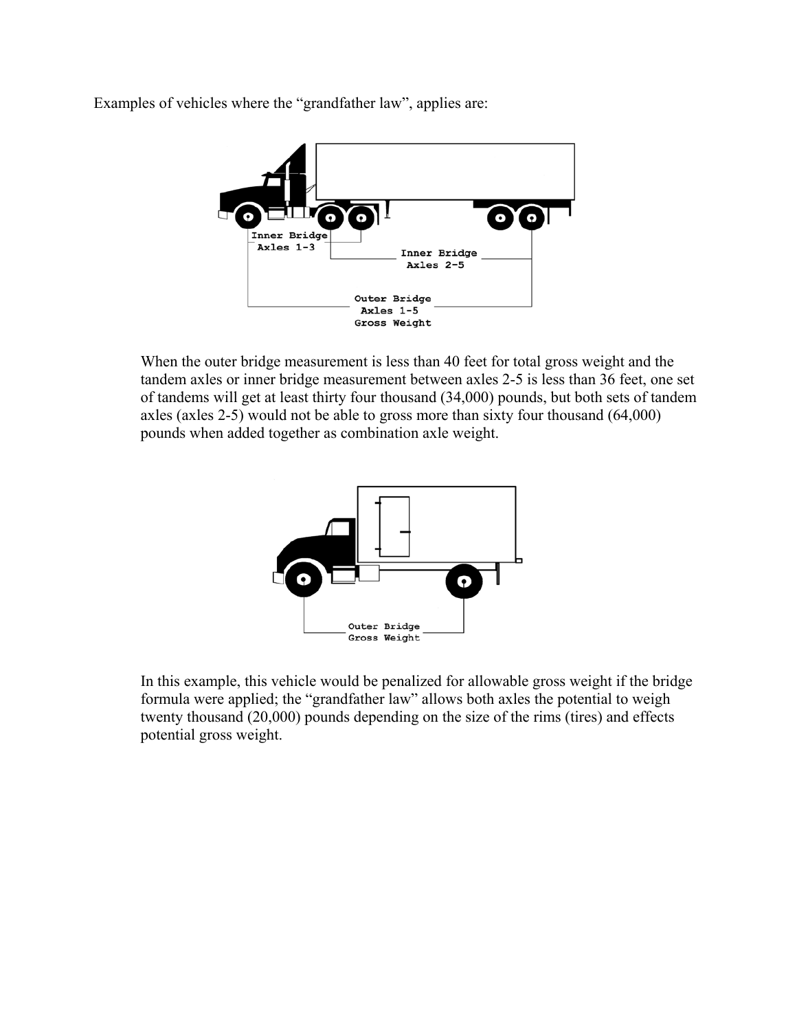Examples of vehicles where the "grandfather law", applies are:

Inner Bridge
Axles 1-3

Inner Bridge
Axles 2-5

Outer Bridge
Axles 1-5
Gross Weight

When the outer bridge measurement is less than 40 feet for total gross weight and the tandem axles or inner bridge measurement between axles 2-5 is less than 36 feet, one set of tandems will get at least thirty four thousand (34,000) pounds, but both sets of tandem axles (axles 2-5) would not be able to gross more than sixty four thousand (64,000) pounds when added together as combination axle weight.

Outer Bridge
Gross Weight

In this example, this vehicle would be penalized for allowable gross weight if the bridge formula were applied; the "grandfather law" allows both axles the potential to weigh twenty thousand (20,000) pounds depending on the size of the rims (tires) and effects potential gross weight.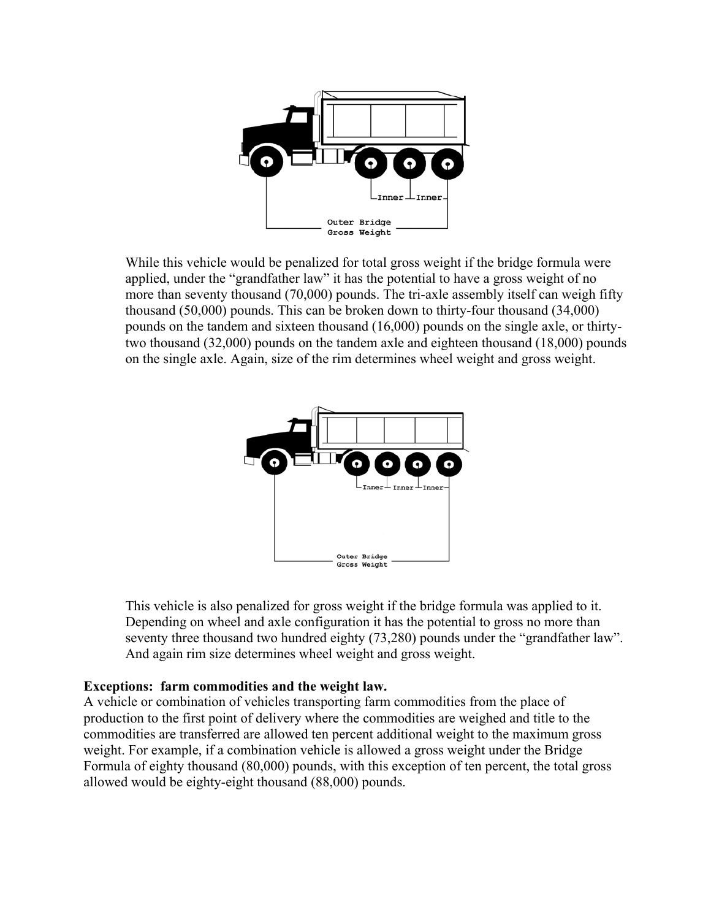While this vehicle would be penalized for total gross weight if the bridge formula were applied, under the "grandfather law" it has the potential to have a gross weight of no more than seventy thousand (70,000) pounds. The tri-axle assembly itself can weigh fifty thousand (50,000) pounds. This can be broken down to thirty-four thousand (34,000) pounds on the tandem and sixteen thousand (16,000) pounds on the single axle, or thirty-two thousand (32,000) pounds on the tandem axle and eighteen thousand (18,000) pounds on the single axle. Again, size of the rim determines wheel weight and gross weight.

This vehicle is also penalized for gross weight if the bridge formula was applied to it. Depending on wheel and axle configuration it has the potential to gross no more than seventy three thousand two hundred eighty (73,280) pounds under the "grandfather law". And again rim size determines wheel weight and gross weight.

**Exceptions: farm commodities and the weight law.**

A vehicle or combination of vehicles transporting farm commodities from the place of production to the first point of delivery where the commodities are weighed and title to the commodities are transferred are allowed ten percent additional weight to the maximum gross weight. For example, if a combination vehicle is allowed a gross weight under the Bridge Formula of eighty thousand (80,000) pounds, with this exception of ten percent, the total gross allowed would be eighty-eight thousand (88,000) pounds.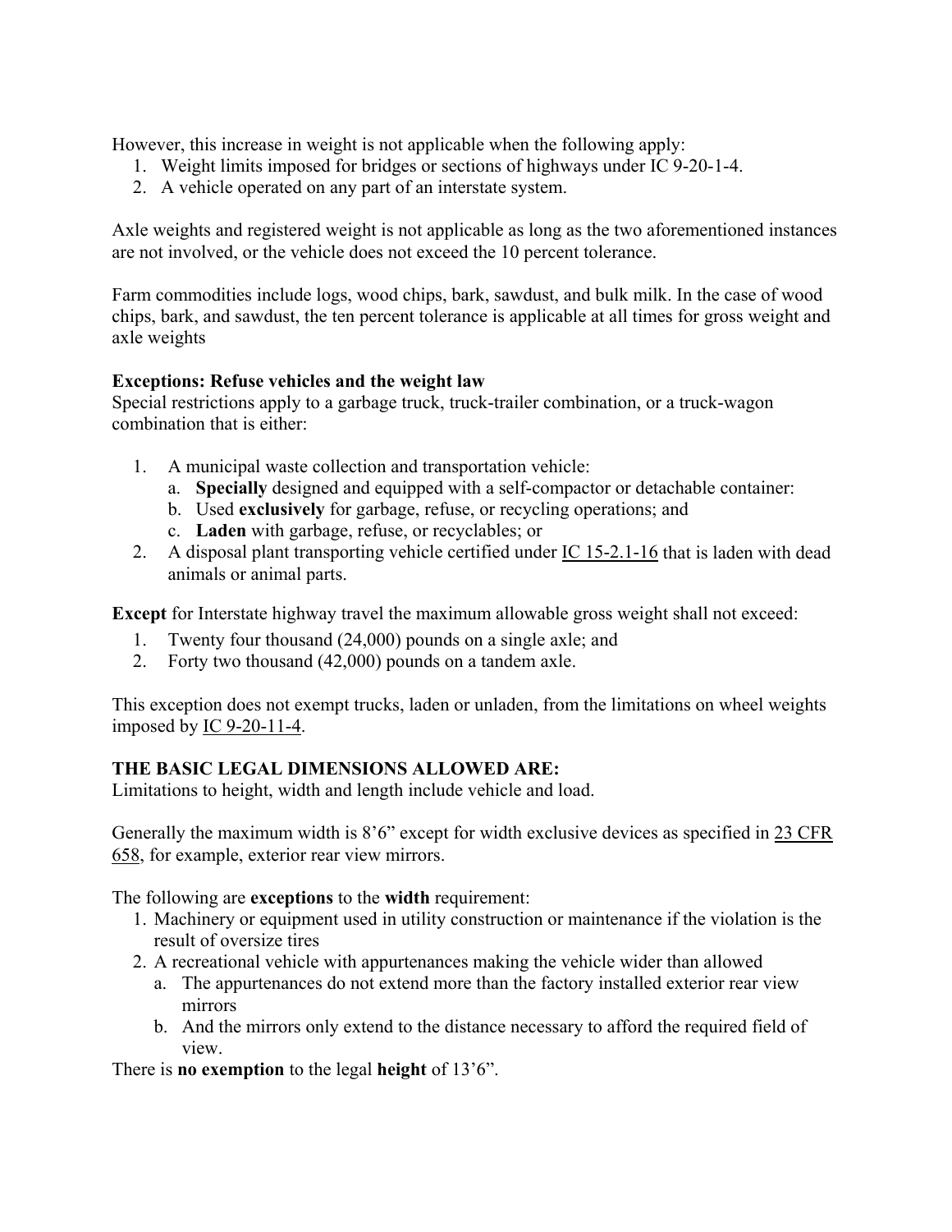However, this increase in weight is not applicable when the following apply:

1. Weight limits imposed for bridges or sections of highways under IC 9-20-1-4.
2. A vehicle operated on any part of an interstate system.

Axle weights and registered weight is not applicable as long as the two aforementioned instances are not involved, or the vehicle does not exceed the 10 percent tolerance.

Farm commodities include logs, wood chips, bark, sawdust, and bulk milk. In the case of wood chips, bark, and sawdust, the ten percent tolerance is applicable at all times for gross weight and axle weights

**Exceptions: Refuse vehicles and the weight law**
Special restrictions apply to a garbage truck, truck-trailer combination, or a truck-wagon combination that is either:

1. A municipal waste collection and transportation vehicle:
   a. **Specially** designed and equipped with a self-compactor or detachable container:
   b. Used **exclusively** for garbage, refuse, or recycling operations; and
   c. **Laden** with garbage, refuse, or recyclables; or
2. A disposal plant transporting vehicle certified under IC 15-2.1-16 that is laden with dead animals or animal parts.

**Except** for Interstate highway travel the maximum allowable gross weight shall not exceed:

1. Twenty four thousand (24,000) pounds on a single axle; and
2. Forty two thousand (42,000) pounds on a tandem axle.

This exception does not exempt trucks, laden or unladen, from the limitations on wheel weights imposed by IC 9-20-11-4.

**THE BASIC LEGAL DIMENSIONS ALLOWED ARE:**
Limitations to height, width and length include vehicle and load.

Generally the maximum width is 8'6" except for width exclusive devices as specified in 23 CFR 658, for example, exterior rear view mirrors.

The following are **exceptions** to the **width** requirement:

1. Machinery or equipment used in utility construction or maintenance if the violation is the result of oversize tires
2. A recreational vehicle with appurtenances making the vehicle wider than allowed
   a. The appurtenances do not extend more than the factory installed exterior rear view mirrors
   b. And the mirrors only extend to the distance necessary to afford the required field of view.

There is **no exemption** to the legal **height** of 13'6".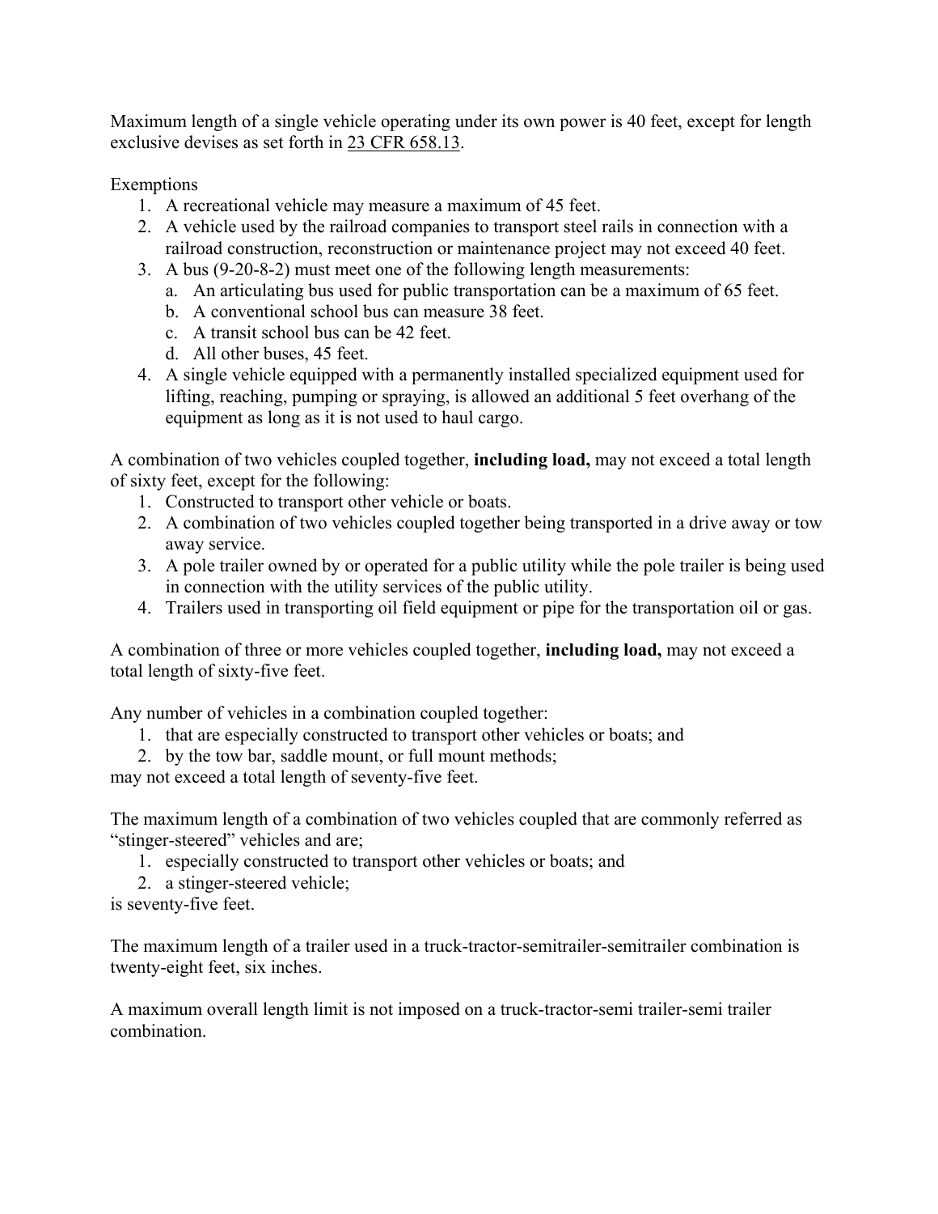Maximum length of a single vehicle operating under its own power is 40 feet, except for length exclusive devises as set forth in 23 CFR 658.13.

Exemptions

1. A recreational vehicle may measure a maximum of 45 feet.
2. A vehicle used by the railroad companies to transport steel rails in connection with a railroad construction, reconstruction or maintenance project may not exceed 40 feet.
3. A bus (9-20-8-2) must meet one of the following length measurements:
   a. An articulating bus used for public transportation can be a maximum of 65 feet.
   b. A conventional school bus can measure 38 feet.
   c. A transit school bus can be 42 feet.
   d. All other buses, 45 feet.
4. A single vehicle equipped with a permanently installed specialized equipment used for lifting, reaching, pumping or spraying, is allowed an additional 5 feet overhang of the equipment as long as it is not used to haul cargo.

A combination of two vehicles coupled together, **including load,** may not exceed a total length of sixty feet, except for the following:

1. Constructed to transport other vehicle or boats.
2. A combination of two vehicles coupled together being transported in a drive away or tow away service.
3. A pole trailer owned by or operated for a public utility while the pole trailer is being used in connection with the utility services of the public utility.
4. Trailers used in transporting oil field equipment or pipe for the transportation oil or gas.

A combination of three or more vehicles coupled together, **including load,** may not exceed a total length of sixty-five feet.

Any number of vehicles in a combination coupled together:

1. that are especially constructed to transport other vehicles or boats; and
2. by the tow bar, saddle mount, or full mount methods;

may not exceed a total length of seventy-five feet.

The maximum length of a combination of two vehicles coupled that are commonly referred as "stinger-steered" vehicles and are;

1. especially constructed to transport other vehicles or boats; and
2. a stinger-steered vehicle;

is seventy-five feet.

The maximum length of a trailer used in a truck-tractor-semitrailer-semitrailer combination is twenty-eight feet, six inches.

A maximum overall length limit is not imposed on a truck-tractor-semi trailer-semi trailer combination.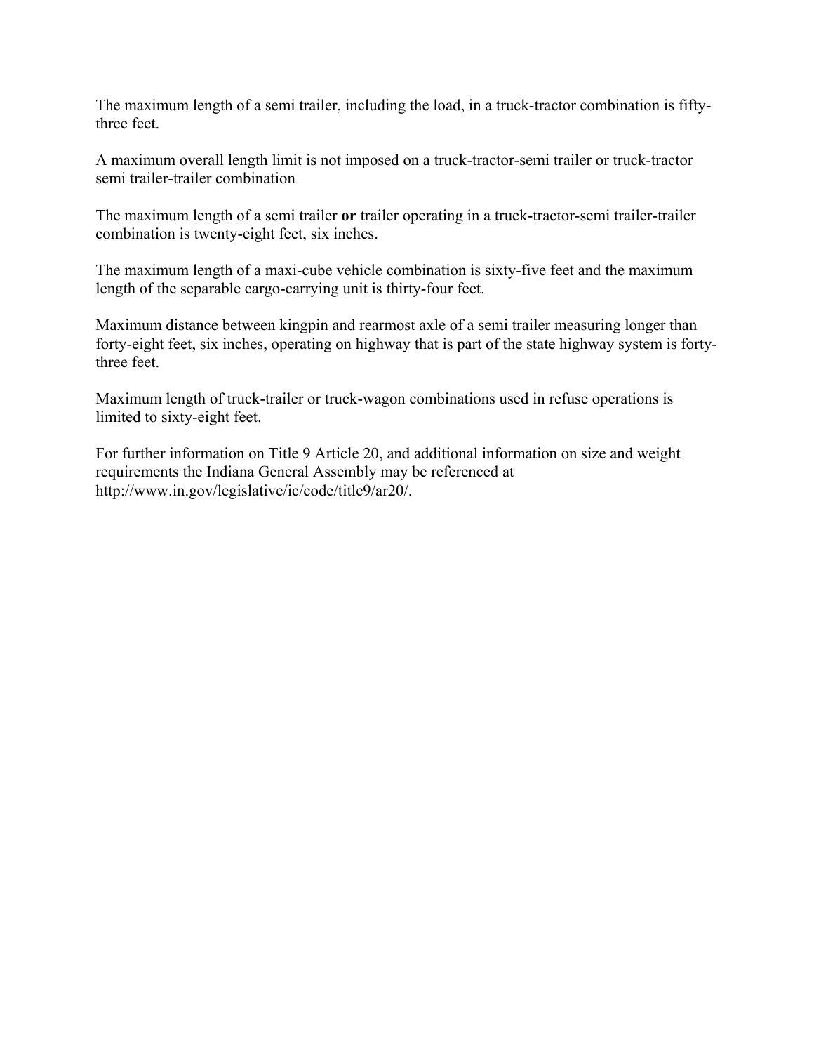The maximum length of a semi trailer, including the load, in a truck-tractor combination is fifty-three feet.

A maximum overall length limit is not imposed on a truck-tractor-semi trailer or truck-tractor semi trailer-trailer combination

The maximum length of a semi trailer **or** trailer operating in a truck-tractor-semi trailer-trailer combination is twenty-eight feet, six inches.

The maximum length of a maxi-cube vehicle combination is sixty-five feet and the maximum length of the separable cargo-carrying unit is thirty-four feet.

Maximum distance between kingpin and rearmost axle of a semi trailer measuring longer than forty-eight feet, six inches, operating on highway that is part of the state highway system is forty-three feet.

Maximum length of truck-trailer or truck-wagon combinations used in refuse operations is limited to sixty-eight feet.

For further information on Title 9 Article 20, and additional information on size and weight requirements the Indiana General Assembly may be referenced at http://www.in.gov/legislative/ic/code/title9/ar20/.